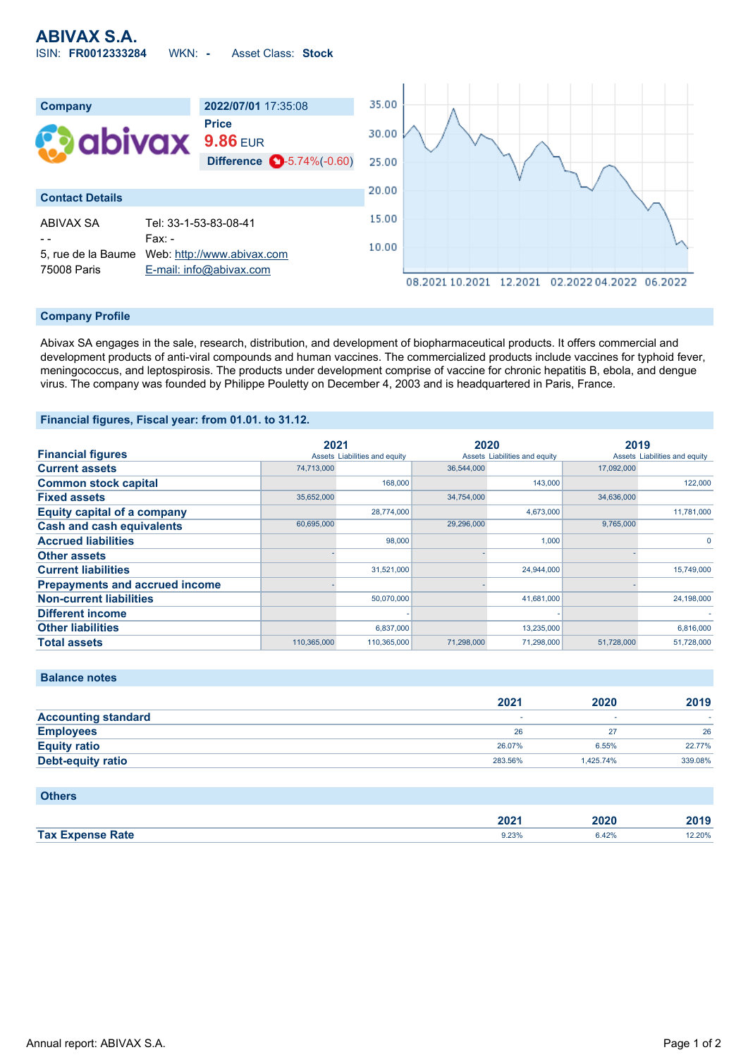# ABIVAX S.A.

ISIN: **FR0012333284** WKN: **-** Asset Class: **Stock**

| Company | 2022/07/01 17:35:08 |
|---|---|
| | **Price** 9.86 EUR |
| | **Difference** -5.74%(-0.60) |

## Contact Details

| | |
|---|---|
| ABIVAX SA | Tel: 33-1-53-83-08-41 |
| - - | Fax: - |
| 5, rue de la Baume | Web: http://www.abivax.com |
| 75008 Paris | E-mail: info@abivax.com |

## Company Profile

Abivax SA engages in the sale, research, distribution, and development of biopharmaceutical products. It offers commercial and development products of anti-viral compounds and human vaccines. The commercialized products include vaccines for typhoid fever, meningococcus, and leptospirosis. The products under development comprise of vaccine for chronic hepatitis B, ebola, and dengue virus. The company was founded by Philippe Pouletty on December 4, 2003 and is headquartered in Paris, France.

## Financial figures, Fiscal year: from 01.01. to 31.12.

| Financial figures | 2021 Assets | 2021 Liabilities and equity | 2020 Assets | 2020 Liabilities and equity | 2019 Assets | 2019 Liabilities and equity |
|---|---|---|---|---|---|---|
| Current assets | 74,713,000 | | 36,544,000 | | 17,092,000 | |
| Common stock capital | | 168,000 | | 143,000 | | 122,000 |
| Fixed assets | 35,652,000 | | 34,754,000 | | 34,636,000 | |
| Equity capital of a company | | 28,774,000 | | 4,673,000 | | 11,781,000 |
| Cash and cash equivalents | 60,695,000 | | 29,296,000 | | 9,765,000 | |
| Accrued liabilities | | 98,000 | | 1,000 | | 0 |
| Other assets | - | | - | | - | |
| Current liabilities | | 31,521,000 | | 24,944,000 | | 15,749,000 |
| Prepayments and accrued income | - | | - | | - | |
| Non-current liabilities | | 50,070,000 | | 41,681,000 | | 24,198,000 |
| Different income | | - | | - | | - |
| Other liabilities | | 6,837,000 | | 13,235,000 | | 6,816,000 |
| Total assets | 110,365,000 | 110,365,000 | 71,298,000 | 71,298,000 | 51,728,000 | 51,728,000 |

## Balance notes

| | 2021 | 2020 | 2019 |
|---|---|---|---|
| Accounting standard | - | - | - |
| Employees | 26 | 27 | 26 |
| Equity ratio | 26.07% | 6.55% | 22.77% |
| Debt-equity ratio | 283.56% | 1,425.74% | 339.08% |

## Others

| | 2021 | 2020 | 2019 |
|---|---|---|---|
| Tax Expense Rate | 9.23% | 6.42% | 12.20% |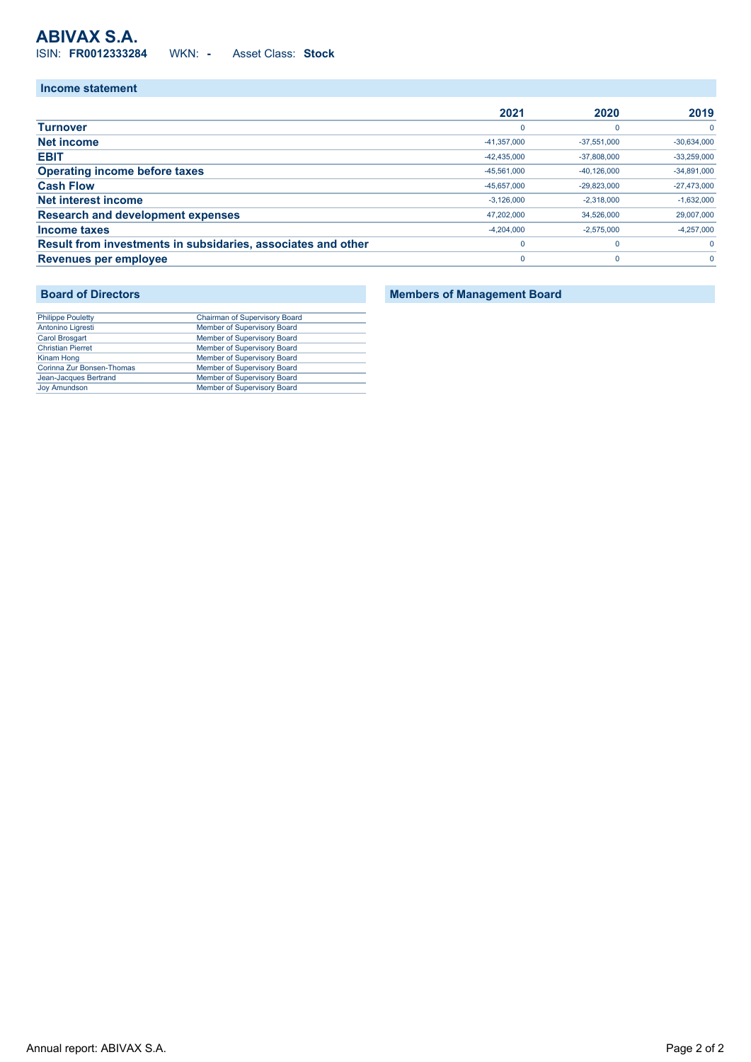# ABIVAX S.A.

ISIN: **FR0012333284** WKN: **-** Asset Class: **Stock**

## Income statement

| | 2021 | 2020 | 2019 |
|---|---|---|---|
| **Turnover** | 0 | 0 | 0 |
| **Net income** | -41,357,000 | -37,551,000 | -30,634,000 |
| **EBIT** | -42,435,000 | -37,808,000 | -33,259,000 |
| **Operating income before taxes** | -45,561,000 | -40,126,000 | -34,891,000 |
| **Cash Flow** | -45,657,000 | -29,823,000 | -27,473,000 |
| **Net interest income** | -3,126,000 | -2,318,000 | -1,632,000 |
| **Research and development expenses** | 47,202,000 | 34,526,000 | 29,007,000 |
| **Income taxes** | -4,204,000 | -2,575,000 | -4,257,000 |
| **Result from investments in subsidaries, associates and other** | 0 | 0 | 0 |
| **Revenues per employee** | 0 | 0 | 0 |

## Board of Directors

| | |
|---|---|
| Philippe Pouletty | Chairman of Supervisory Board |
| Antonino Ligresti | Member of Supervisory Board |
| Carol Brosgart | Member of Supervisory Board |
| Christian Pierret | Member of Supervisory Board |
| Kinam Hong | Member of Supervisory Board |
| Corinna Zur Bonsen-Thomas | Member of Supervisory Board |
| Jean-Jacques Bertrand | Member of Supervisory Board |
| Joy Amundson | Member of Supervisory Board |

## Members of Management Board

Annual report: ABIVAX S.A.